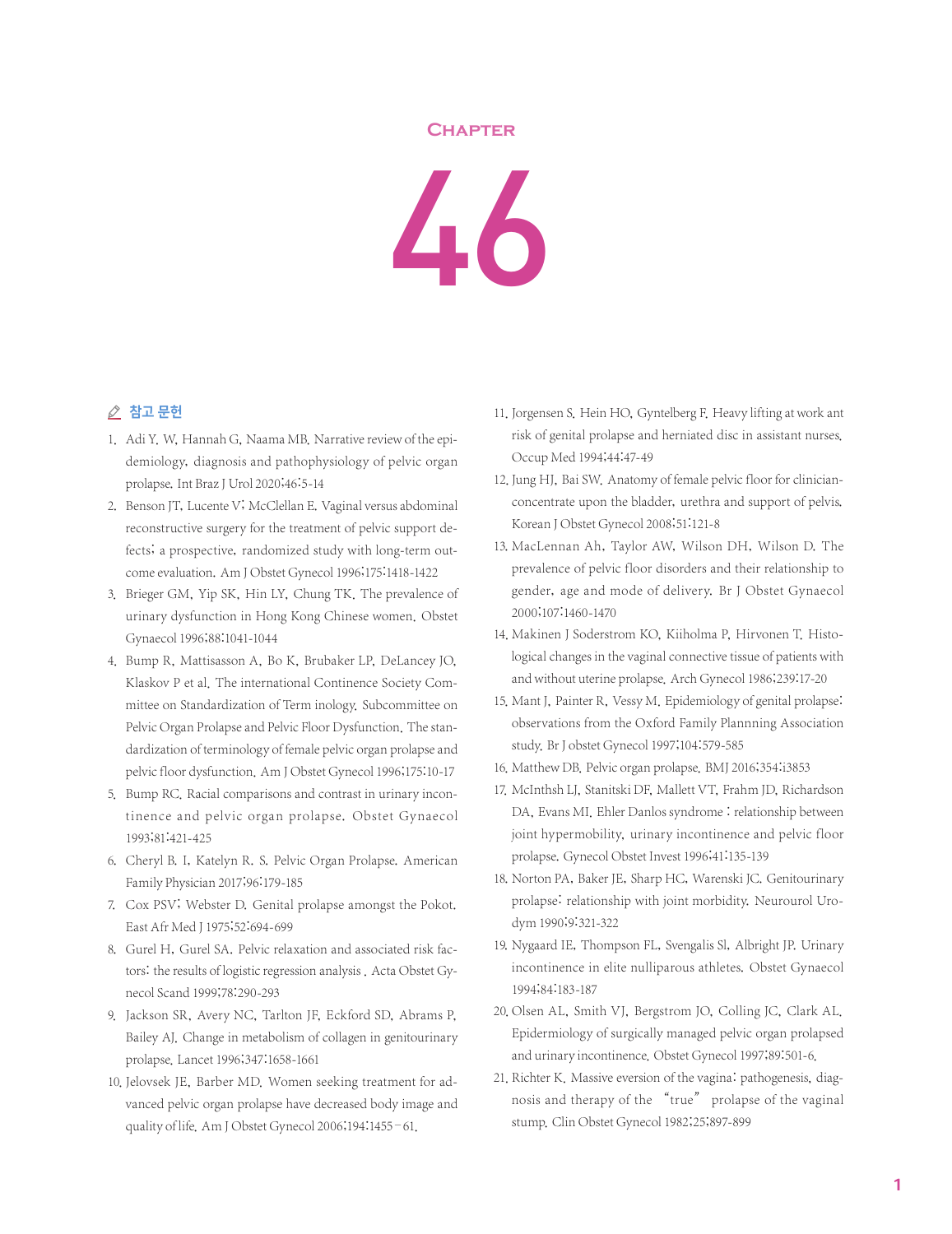# Chapter

# 46

## 참고 문헌

1. Adi Y. W, Hannah G, Naama MB. Narrative review of the epidemiology, diagnosis and pathophysiology of pelvic organ prolapse. Int Braz J Urol 2020;46:5-14
2. Benson JT, Lucente V; McClellan E. Vaginal versus abdominal reconstructive surgery for the treatment of pelvic support defects; a prospective, randomized study with long-term outcome evaluation. Am J Obstet Gynecol 1996;175:1418-1422
3. Brieger GM, Yip SK, Hin LY, Chung TK. The prevalence of urinary dysfunction in Hong Kong Chinese women. Obstet Gynaecol 1996;88:1041-1044
4. Bump R, Mattisasson A, Bo K, Brubaker LP, DeLancey JO, Klaskov P et al. The international Continence Society Committee on Standardization of Term inology. Subcommittee on Pelvic Organ Prolapse and Pelvic Floor Dysfunction. The standardization of terminology of female pelvic organ prolapse and pelvic floor dysfunction. Am J Obstet Gynecol 1996;175:10-17
5. Bump RC. Racial comparisons and contrast in urinary incontinence and pelvic organ prolapse. Obstet Gynaecol 1993;81:421-425
6. Cheryl B. I, Katelyn R. S. Pelvic Organ Prolapse. American Family Physician 2017;96:179-185
7. Cox PSV; Webster D. Genital prolapse amongst the Pokot. East Afr Med J 1975;52:694-699
8. Gurel H, Gurel SA. Pelvic relaxation and associated risk factors: the results of logistic regression analysis . Acta Obstet Gynecol Scand 1999;78:290-293
9. Jackson SR, Avery NC, Tarlton JF, Eckford SD, Abrams P, Bailey AJ. Change in metabolism of collagen in genitourinary prolapse. Lancet 1996;347:1658-1661
10. Jelovsek JE, Barber MD. Women seeking treatment for advanced pelvic organ prolapse have decreased body image and quality of life. Am J Obstet Gynecol 2006;194:1455–61.
11. Jorgensen S, Hein HO, Gyntelberg F. Heavy lifting at work ant risk of genital prolapse and herniated disc in assistant nurses. Occup Med 1994;44:47-49
12. Jung HJ, Bai SW. Anatomy of female pelvic floor for clinician-concentrate upon the bladder, urethra and support of pelvis. Korean J Obstet Gynecol 2008;51:121-8
13. MacLennan Ah, Taylor AW, Wilson DH, Wilson D. The prevalence of pelvic floor disorders and their relationship to gender, age and mode of delivery. Br J Obstet Gynaecol 2000;107:1460-1470
14. Makinen J Soderstrom KO, Kiiholma P, Hirvonen T. Histological changes in the vaginal connective tissue of patients with and without uterine prolapse. Arch Gynecol 1986;239:17-20
15. Mant J, Painter R, Vessy M. Epidemiology of genital prolapse: observations from the Oxford Family Plannning Association study. Br J obstet Gynecol 1997;104:579-585
16. Matthew DB. Pelvic organ prolapse. BMJ 2016;354:i3853
17. McInthsh LJ, Stanitski DF, Mallett VT, Frahm JD, Richardson DA, Evans MI. Ehler Danlos syndrome : relationship between joint hypermobility, urinary incontinence and pelvic floor prolapse. Gynecol Obstet Invest 1996;41:135-139
18. Norton PA, Baker JE, Sharp HC, Warenski JC. Genitourinary prolapse: relationship with joint morbidity. Neurourol Urodym 1990;9:321-322
19. Nygaard IE, Thompson FL, Svengalis Sl, Albright JP. Urinary incontinence in elite nulliparous athletes. Obstet Gynaecol 1994;84:183-187
20. Olsen AL, Smith VJ, Bergstrom JO, Colling JC, Clark AL. Epidermiology of surgically managed pelvic organ prolapsed and urinary incontinence. Obstet Gynecol 1997;89:501-6.
21. Richter K. Massive eversion of the vagina: pathogenesis, diagnosis and therapy of the "true" prolapse of the vaginal stump. Clin Obstet Gynecol 1982;25;897-899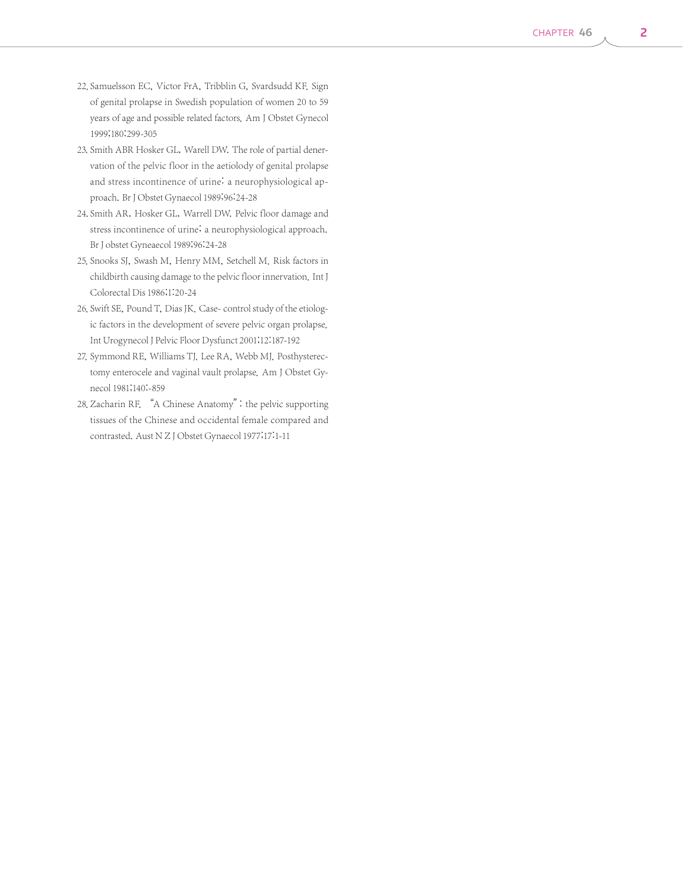22. Samuelsson EC, Victor FrA, Tribblin G, Svardsudd KF. Sign of genital prolapse in Swedish population of women 20 to 59 years of age and possible related factors. Am J Obstet Gynecol 1999;180:299-305
23. Smith ABR Hosker GL, Warell DW. The role of partial denervation of the pelvic floor in the aetiolody of genital prolapse and stress incontinence of urine: a neurophysiological approach. Br J Obstet Gynaecol 1989;96:24-28
24. Smith AR, Hosker GL, Warrell DW. Pelvic floor damage and stress incontinence of urine; a neurophysiological approach. Br J obstet Gyneaecol 1989;96:24-28
25. Snooks SJ, Swash M, Henry MM, Setchell M. Risk factors in childbirth causing damage to the pelvic floor innervation. Int J Colorectal Dis 1986;1:20-24
26. Swift SE, Pound T, Dias JK. Case- control study of the etiologic factors in the development of severe pelvic organ prolapse. Int Urogynecol J Pelvic Floor Dysfunct 2001;12:187-192
27. Symmond RE, Williams TJ, Lee RA, Webb MJ. Posthysterectomy enterocele and vaginal vault prolapse. Am J Obstet Gynecol 1981;140:-859
28. Zacharin RF. "A Chinese Anatomy": the pelvic supporting tissues of the Chinese and occidental female compared and contrasted. Aust N Z J Obstet Gynaecol 1977;17:1-11